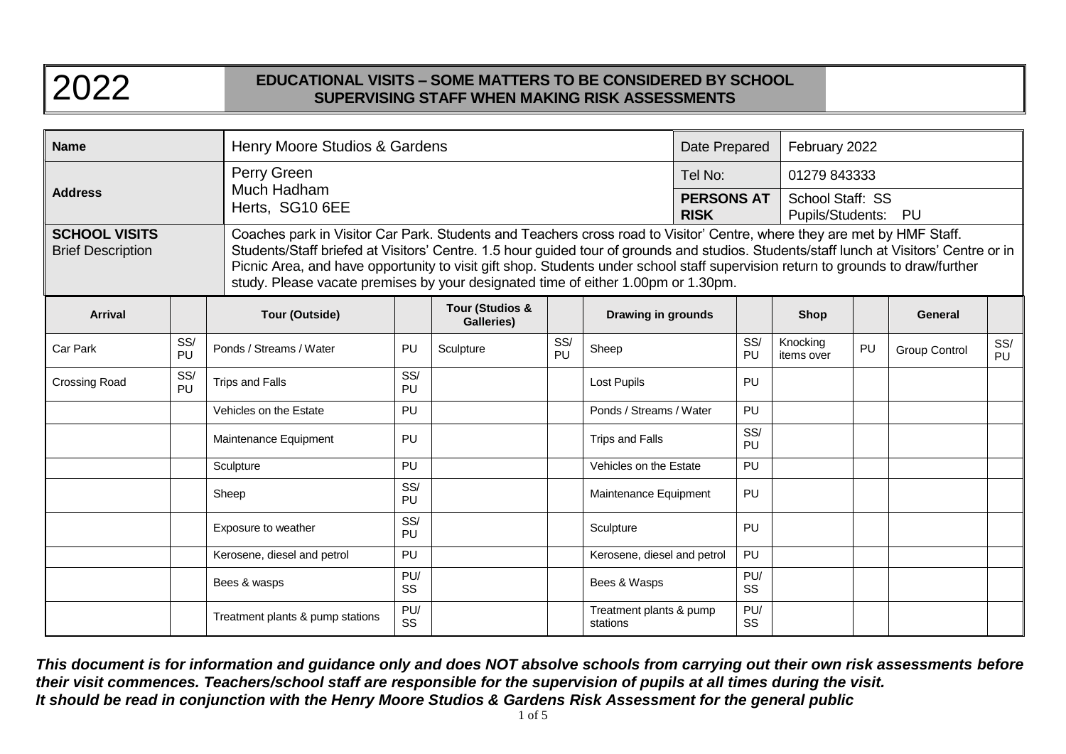# 2022

## EDUCATIONAL VISITS – SOME MATTERS TO BE CONSIDERED BY SCHOOL SUPERVISING STAFF WHEN MAKING RISK ASSESSMENTS

| | | | |
|---|---|---|---|
| **Name** | Henry Moore Studios & Gardens | Date Prepared | February 2022 |
| **Address** | Perry Green<br>Much Hadham<br>Herts, SG10 6EE | Tel No: | 01279 843333 |
| | | **PERSONS AT RISK** | School Staff: SS<br>Pupils/Students: PU |
| **SCHOOL VISITS**<br>Brief Description | Coaches park in Visitor Car Park. Students and Teachers cross road to Visitor' Centre, where they are met by HMF Staff. Students/Staff briefed at Visitors' Centre. 1.5 hour guided tour of grounds and studios. Students/staff lunch at Visitors' Centre or in Picnic Area, and have opportunity to visit gift shop. Students under school staff supervision return to grounds to draw/further study. Please vacate premises by your designated time of either 1.00pm or 1.30pm. | | |

| Arrival | | Tour (Outside) | | Tour (Studios & Galleries) | | Drawing in grounds | | Shop | | General | |
|---|---|---|---|---|---|---|---|---|---|---|---|
| Car Park | SS/PU | Ponds / Streams / Water | PU | Sculpture | SS/PU | Sheep | SS/PU | Knocking items over | PU | Group Control | SS/PU |
| Crossing Road | SS/PU | Trips and Falls | SS/PU | | | Lost Pupils | PU | | | | |
| | | Vehicles on the Estate | PU | | | Ponds / Streams / Water | PU | | | | |
| | | Maintenance Equipment | PU | | | Trips and Falls | SS/PU | | | | |
| | | Sculpture | PU | | | Vehicles on the Estate | PU | | | | |
| | | Sheep | SS/PU | | | Maintenance Equipment | PU | | | | |
| | | Exposure to weather | SS/PU | | | Sculpture | PU | | | | |
| | | Kerosene, diesel and petrol | PU | | | Kerosene, diesel and petrol | PU | | | | |
| | | Bees & wasps | PU/SS | | | Bees & Wasps | PU/SS | | | | |
| | | Treatment plants & pump stations | PU/SS | | | Treatment plants & pump stations | PU/SS | | | | |

***This document is for information and guidance only and does NOT absolve schools from carrying out their own risk assessments before their visit commences. Teachers/school staff are responsible for the supervision of pupils at all times during the visit.***
***It should be read in conjunction with the Henry Moore Studios & Gardens Risk Assessment for the general public***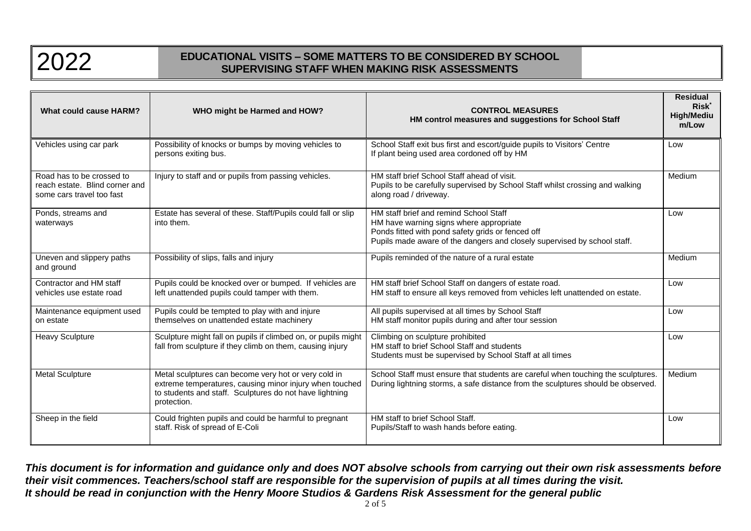# 2022

## EDUCATIONAL VISITS – SOME MATTERS TO BE CONSIDERED BY SCHOOL SUPERVISING STAFF WHEN MAKING RISK ASSESSMENTS

| What could cause HARM? | WHO might be Harmed and HOW? | CONTROL MEASURES<br>HM control measures and suggestions for School Staff | Residual Risk* High/Medium/Low |
|---|---|---|---|
| Vehicles using car park | Possibility of knocks or bumps by moving vehicles to persons exiting bus. | School Staff exit bus first and escort/guide pupils to Visitors' Centre<br>If plant being used area cordoned off by HM | Low |
| Road has to be crossed to reach estate. Blind corner and some cars travel too fast | Injury to staff and or pupils from passing vehicles. | HM staff brief School Staff ahead of visit.<br>Pupils to be carefully supervised by School Staff whilst crossing and walking along road / driveway. | Medium |
| Ponds, streams and waterways | Estate has several of these. Staff/Pupils could fall or slip into them. | HM staff brief and remind School Staff<br>HM have warning signs where appropriate<br>Ponds fitted with pond safety grids or fenced off<br>Pupils made aware of the dangers and closely supervised by school staff. | Low |
| Uneven and slippery paths and ground | Possibility of slips, falls and injury | Pupils reminded of the nature of a rural estate | Medium |
| Contractor and HM staff vehicles use estate road | Pupils could be knocked over or bumped. If vehicles are left unattended pupils could tamper with them. | HM staff brief School Staff on dangers of estate road.<br>HM staff to ensure all keys removed from vehicles left unattended on estate. | Low |
| Maintenance equipment used on estate | Pupils could be tempted to play with and injure themselves on unattended estate machinery | All pupils supervised at all times by School Staff<br>HM staff monitor pupils during and after tour session | Low |
| Heavy Sculpture | Sculpture might fall on pupils if climbed on, or pupils might fall from sculpture if they climb on them, causing injury | Climbing on sculpture prohibited<br>HM staff to brief School Staff and students<br>Students must be supervised by School Staff at all times | Low |
| Metal Sculpture | Metal sculptures can become very hot or very cold in extreme temperatures, causing minor injury when touched to students and staff. Sculptures do not have lightning protection. | School Staff must ensure that students are careful when touching the sculptures.<br>During lightning storms, a safe distance from the sculptures should be observed. | Medium |
| Sheep in the field | Could frighten pupils and could be harmful to pregnant staff. Risk of spread of E-Coli | HM staff to brief School Staff.<br>Pupils/Staff to wash hands before eating. | Low |

***This document is for information and guidance only and does NOT absolve schools from carrying out their own risk assessments before their visit commences. Teachers/school staff are responsible for the supervision of pupils at all times during the visit.***
***It should be read in conjunction with the Henry Moore Studios & Gardens Risk Assessment for the general public***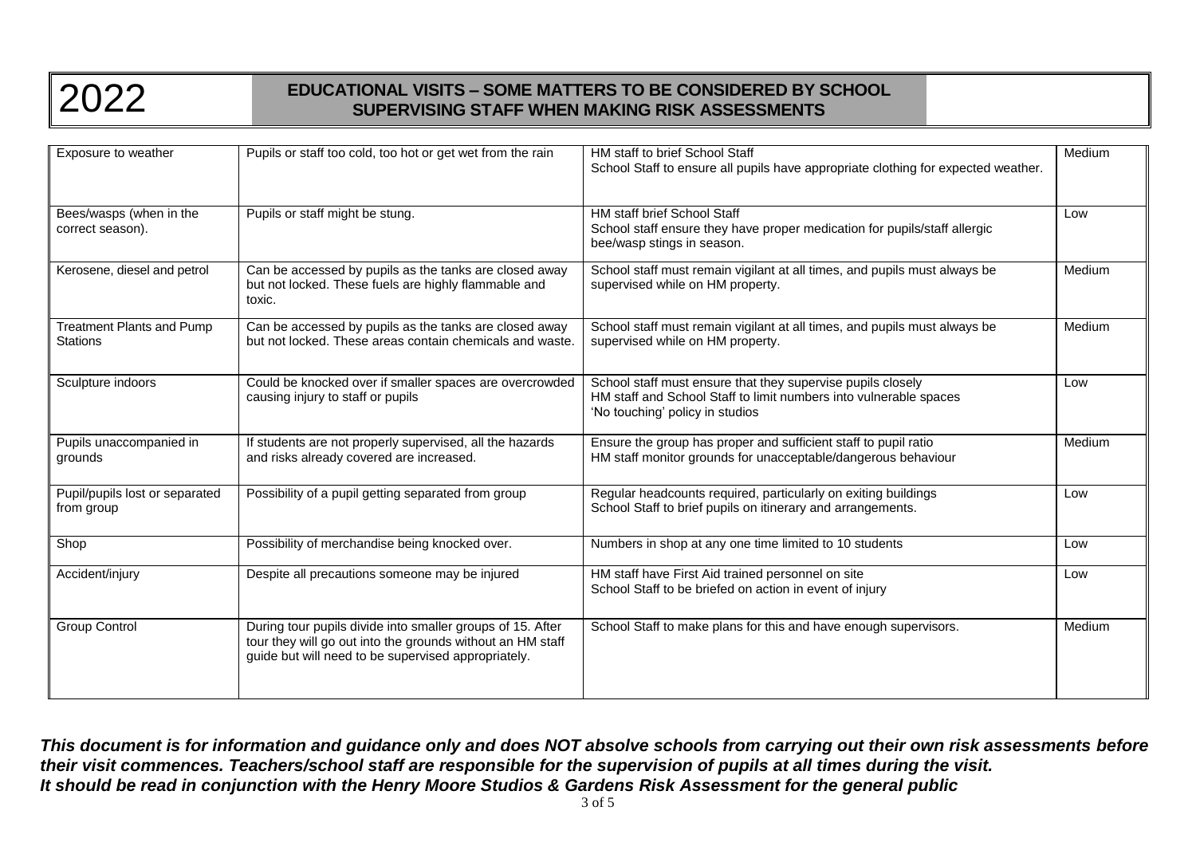# 2022

## EDUCATIONAL VISITS – SOME MATTERS TO BE CONSIDERED BY SCHOOL SUPERVISING STAFF WHEN MAKING RISK ASSESSMENTS

| | | | |
|---|---|---|---|
| Exposure to weather | Pupils or staff too cold, too hot or get wet from the rain | HM staff to brief School Staff<br>School Staff to ensure all pupils have appropriate clothing for expected weather. | Medium |
| Bees/wasps (when in the correct season). | Pupils or staff might be stung. | HM staff brief School Staff<br>School staff ensure they have proper medication for pupils/staff allergic bee/wasp stings in season. | Low |
| Kerosene, diesel and petrol | Can be accessed by pupils as the tanks are closed away but not locked. These fuels are highly flammable and toxic. | School staff must remain vigilant at all times, and pupils must always be supervised while on HM property. | Medium |
| Treatment Plants and Pump Stations | Can be accessed by pupils as the tanks are closed away but not locked. These areas contain chemicals and waste. | School staff must remain vigilant at all times, and pupils must always be supervised while on HM property. | Medium |
| Sculpture indoors | Could be knocked over if smaller spaces are overcrowded causing injury to staff or pupils | School staff must ensure that they supervise pupils closely<br>HM staff and School Staff to limit numbers into vulnerable spaces<br>'No touching' policy in studios | Low |
| Pupils unaccompanied in grounds | If students are not properly supervised, all the hazards and risks already covered are increased. | Ensure the group has proper and sufficient staff to pupil ratio<br>HM staff monitor grounds for unacceptable/dangerous behaviour | Medium |
| Pupil/pupils lost or separated from group | Possibility of a pupil getting separated from group | Regular headcounts required, particularly on exiting buildings<br>School Staff to brief pupils on itinerary and arrangements. | Low |
| Shop | Possibility of merchandise being knocked over. | Numbers in shop at any one time limited to 10 students | Low |
| Accident/injury | Despite all precautions someone may be injured | HM staff have First Aid trained personnel on site<br>School Staff to be briefed on action in event of injury | Low |
| Group Control | During tour pupils divide into smaller groups of 15. After tour they will go out into the grounds without an HM staff guide but will need to be supervised appropriately. | School Staff to make plans for this and have enough supervisors. | Medium |

***This document is for information and guidance only and does NOT absolve schools from carrying out their own risk assessments before their visit commences. Teachers/school staff are responsible for the supervision of pupils at all times during the visit. It should be read in conjunction with the Henry Moore Studios & Gardens Risk Assessment for the general public***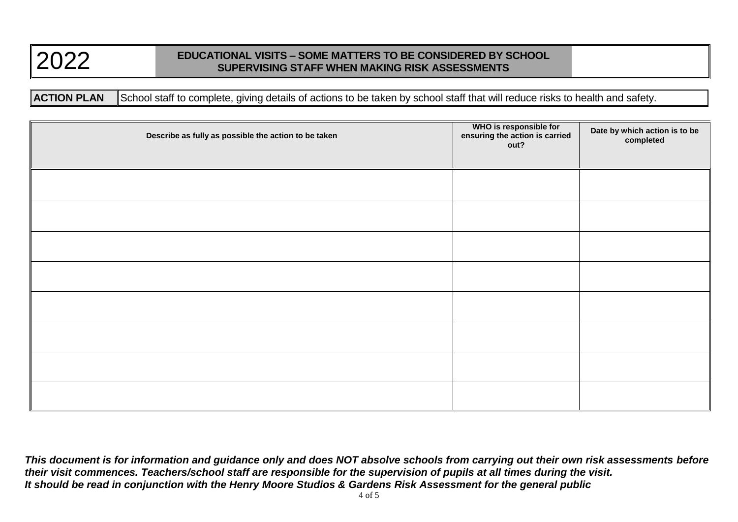| 2022 | **EDUCATIONAL VISITS – SOME MATTERS TO BE CONSIDERED BY SCHOOL SUPERVISING STAFF WHEN MAKING RISK ASSESSMENTS** | |
|---|---|---|

| **ACTION PLAN** | School staff to complete, giving details of actions to be taken by school staff that will reduce risks to health and safety. |
|---|---|

| **Describe as fully as possible the action to be taken** | **WHO is responsible for ensuring the action is carried out?** | **Date by which action is to be completed** |
|---|---|---|
| | | |
| | | |
| | | |
| | | |
| | | |
| | | |
| | | |
| | | |

***This document is for information and guidance only and does NOT absolve schools from carrying out their own risk assessments before their visit commences. Teachers/school staff are responsible for the supervision of pupils at all times during the visit.***
***It should be read in conjunction with the Henry Moore Studios & Gardens Risk Assessment for the general public***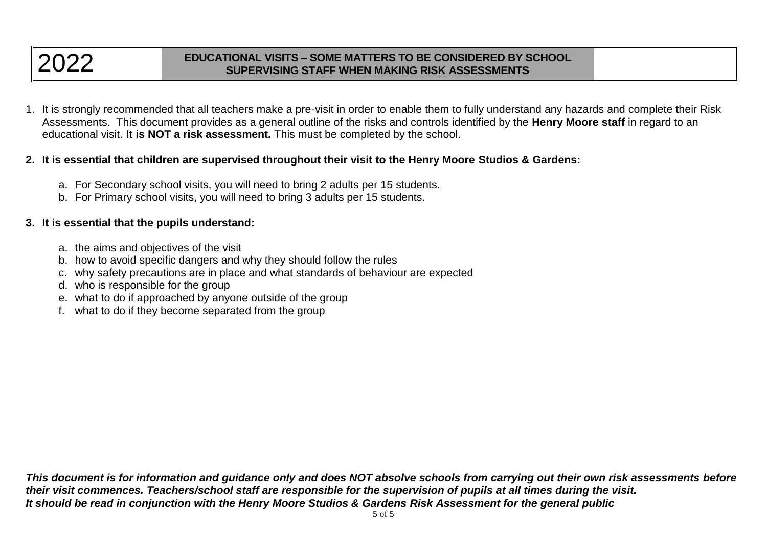2022

**EDUCATIONAL VISITS – SOME MATTERS TO BE CONSIDERED BY SCHOOL SUPERVISING STAFF WHEN MAKING RISK ASSESSMENTS**

1. It is strongly recommended that all teachers make a pre-visit in order to enable them to fully understand any hazards and complete their Risk Assessments. This document provides as a general outline of the risks and controls identified by the **Henry Moore staff** in regard to an educational visit. **It is NOT a risk assessment.** This must be completed by the school.

2. **It is essential that children are supervised throughout their visit to the Henry Moore Studios & Gardens:**

   a. For Secondary school visits, you will need to bring 2 adults per 15 students.
   b. For Primary school visits, you will need to bring 3 adults per 15 students.

3. **It is essential that the pupils understand:**

   a. the aims and objectives of the visit
   b. how to avoid specific dangers and why they should follow the rules
   c. why safety precautions are in place and what standards of behaviour are expected
   d. who is responsible for the group
   e. what to do if approached by anyone outside of the group
   f. what to do if they become separated from the group

***This document is for information and guidance only and does NOT absolve schools from carrying out their own risk assessments before their visit commences. Teachers/school staff are responsible for the supervision of pupils at all times during the visit.***
***It should be read in conjunction with the Henry Moore Studios & Gardens Risk Assessment for the general public***